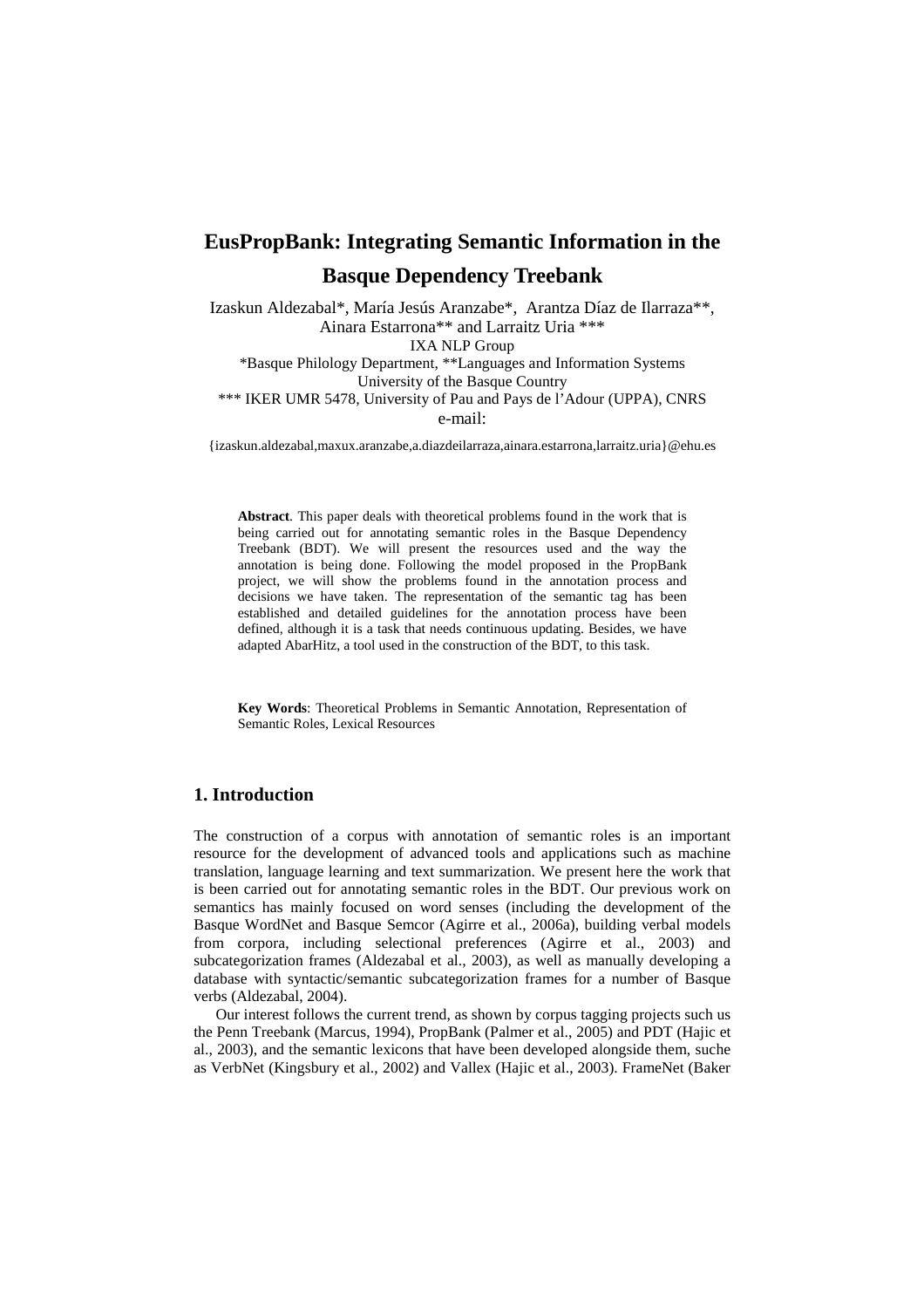# EusPropBank: Integrating Semantic Information in the Basque Dependency Treebank

Izaskun Aldezabal*, María Jesús Aranzabe*, Arantza Díaz de Ilarraza**, Ainara Estarrona** and Larraitz Uria ***
IXA NLP Group
*Basque Philology Department, **Languages and Information Systems
University of the Basque Country
*** IKER UMR 5478, University of Pau and Pays de l'Adour (UPPA), CNRS
e-mail:

{izaskun.aldezabal,maxux.aranzabe,a.diazdeilarraza,ainara.estarrona,larraitz.uria}@ehu.es

**Abstract**. This paper deals with theoretical problems found in the work that is being carried out for annotating semantic roles in the Basque Dependency Treebank (BDT). We will present the resources used and the way the annotation is being done. Following the model proposed in the PropBank project, we will show the problems found in the annotation process and decisions we have taken. The representation of the semantic tag has been established and detailed guidelines for the annotation process have been defined, although it is a task that needs continuous updating. Besides, we have adapted AbarHitz, a tool used in the construction of the BDT, to this task.

**Key Words**: Theoretical Problems in Semantic Annotation, Representation of Semantic Roles, Lexical Resources

## 1. Introduction

The construction of a corpus with annotation of semantic roles is an important resource for the development of advanced tools and applications such as machine translation, language learning and text summarization. We present here the work that is been carried out for annotating semantic roles in the BDT. Our previous work on semantics has mainly focused on word senses (including the development of the Basque WordNet and Basque Semcor (Agirre et al., 2006a), building verbal models from corpora, including selectional preferences (Agirre et al., 2003) and subcategorization frames (Aldezabal et al., 2003), as well as manually developing a database with syntactic/semantic subcategorization frames for a number of Basque verbs (Aldezabal, 2004).

Our interest follows the current trend, as shown by corpus tagging projects such us the Penn Treebank (Marcus, 1994), PropBank (Palmer et al., 2005) and PDT (Hajic et al., 2003), and the semantic lexicons that have been developed alongside them, suche as VerbNet (Kingsbury et al., 2002) and Vallex (Hajic et al., 2003). FrameNet (Baker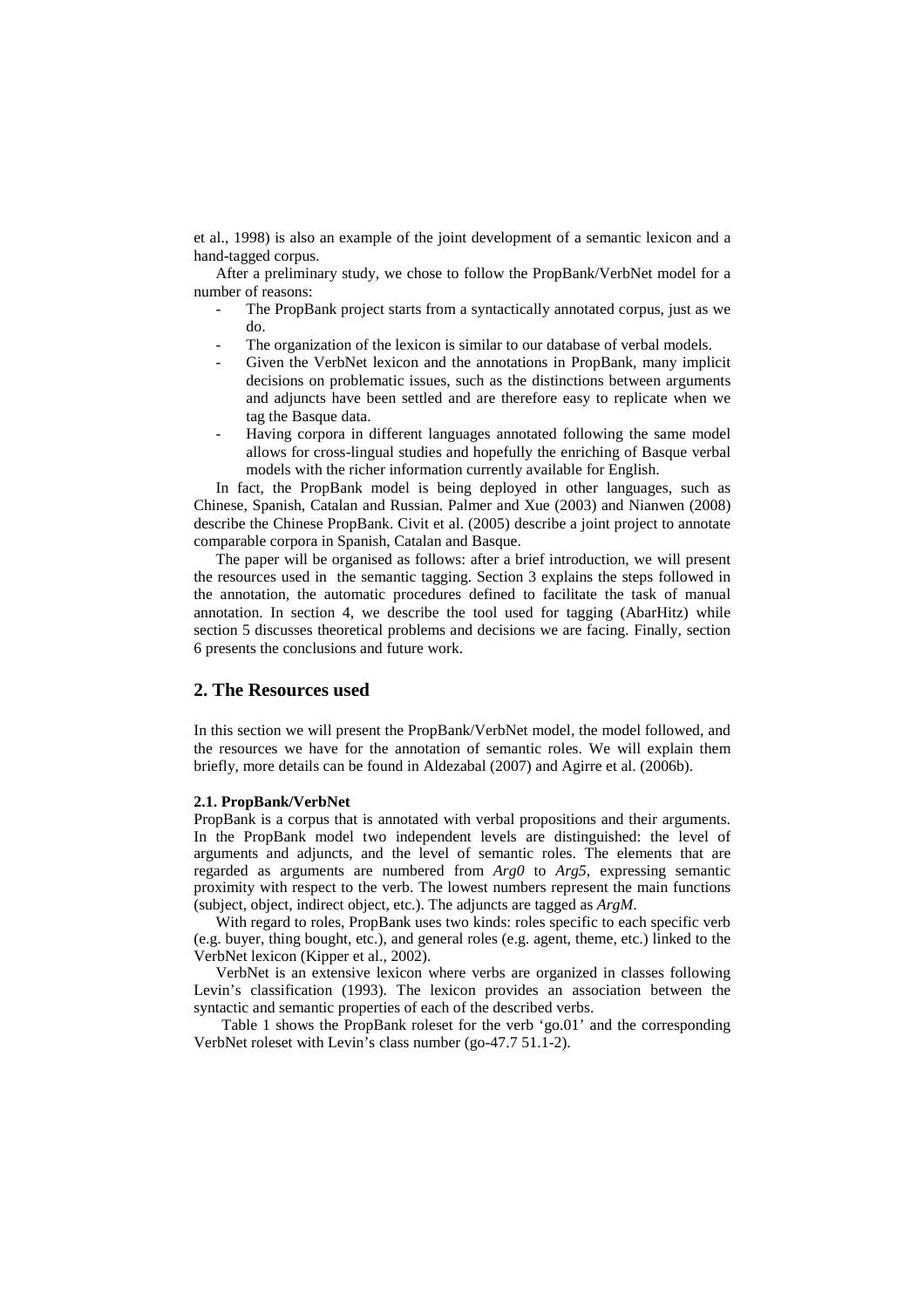et al., 1998) is also an example of the joint development of a semantic lexicon and a hand-tagged corpus.

After a preliminary study, we chose to follow the PropBank/VerbNet model for a number of reasons:

- The PropBank project starts from a syntactically annotated corpus, just as we do.
- The organization of the lexicon is similar to our database of verbal models.
- Given the VerbNet lexicon and the annotations in PropBank, many implicit decisions on problematic issues, such as the distinctions between arguments and adjuncts have been settled and are therefore easy to replicate when we tag the Basque data.
- Having corpora in different languages annotated following the same model allows for cross-lingual studies and hopefully the enriching of Basque verbal models with the richer information currently available for English.

In fact, the PropBank model is being deployed in other languages, such as Chinese, Spanish, Catalan and Russian. Palmer and Xue (2003) and Nianwen (2008) describe the Chinese PropBank. Civit et al. (2005) describe a joint project to annotate comparable corpora in Spanish, Catalan and Basque.

The paper will be organised as follows: after a brief introduction, we will present the resources used in the semantic tagging. Section 3 explains the steps followed in the annotation, the automatic procedures defined to facilitate the task of manual annotation. In section 4, we describe the tool used for tagging (AbarHitz) while section 5 discusses theoretical problems and decisions we are facing. Finally, section 6 presents the conclusions and future work.

## 2. The Resources used

In this section we will present the PropBank/VerbNet model, the model followed, and the resources we have for the annotation of semantic roles. We will explain them briefly, more details can be found in Aldezabal (2007) and Agirre et al. (2006b).

### 2.1. PropBank/VerbNet

PropBank is a corpus that is annotated with verbal propositions and their arguments. In the PropBank model two independent levels are distinguished: the level of arguments and adjuncts, and the level of semantic roles. The elements that are regarded as arguments are numbered from *Arg0* to *Arg5*, expressing semantic proximity with respect to the verb. The lowest numbers represent the main functions (subject, object, indirect object, etc.). The adjuncts are tagged as *ArgM*.

With regard to roles, PropBank uses two kinds: roles specific to each specific verb (e.g. buyer, thing bought, etc.), and general roles (e.g. agent, theme, etc.) linked to the VerbNet lexicon (Kipper et al., 2002).

VerbNet is an extensive lexicon where verbs are organized in classes following Levin's classification (1993). The lexicon provides an association between the syntactic and semantic properties of each of the described verbs.

Table 1 shows the PropBank roleset for the verb 'go.01' and the corresponding VerbNet roleset with Levin's class number (go-47.7 51.1-2).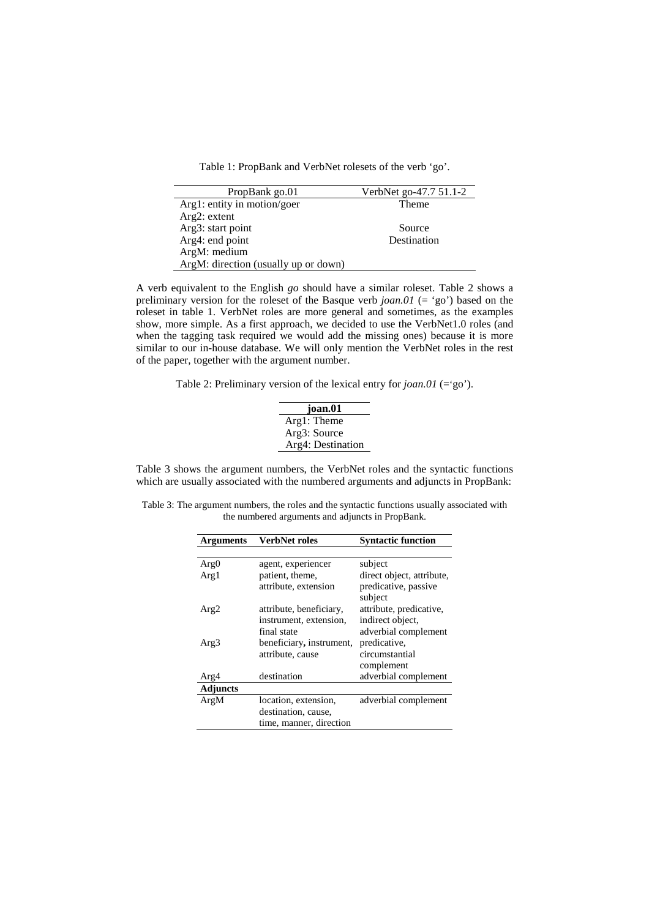Table 1: PropBank and VerbNet rolesets of the verb 'go'.

| PropBank go.01 | VerbNet go-47.7 51.1-2 |
|---|---|
| Arg1: entity in motion/goer | Theme |
| Arg2: extent | |
| Arg3: start point | Source |
| Arg4: end point | Destination |
| ArgM: medium | |
| ArgM: direction (usually up or down) | |

A verb equivalent to the English *go* should have a similar roleset. Table 2 shows a preliminary version for the roleset of the Basque verb *joan.01* (= 'go') based on the roleset in table 1. VerbNet roles are more general and sometimes, as the examples show, more simple. As a first approach, we decided to use the VerbNet1.0 roles (and when the tagging task required we would add the missing ones) because it is more similar to our in-house database. We will only mention the VerbNet roles in the rest of the paper, together with the argument number.

Table 2: Preliminary version of the lexical entry for *joan.01* (='go').

| **joan.01** |
|---|
| Arg1: Theme |
| Arg3: Source |
| Arg4: Destination |

Table 3 shows the argument numbers, the VerbNet roles and the syntactic functions which are usually associated with the numbered arguments and adjuncts in PropBank:

Table 3: The argument numbers, the roles and the syntactic functions usually associated with the numbered arguments and adjuncts in PropBank.

| **Arguments** | **VerbNet roles** | **Syntactic function** |
|---|---|---|
| Arg0 | agent, experiencer | subject |
| Arg1 | patient, theme, attribute, extension | direct object, attribute, predicative, passive subject |
| Arg2 | attribute, beneficiary, instrument, extension, final state | attribute, predicative, indirect object, adverbial complement |
| Arg3 | beneficiary**,** instrument, attribute, cause | predicative, circumstantial complement |
| Arg4 | destination | adverbial complement |
| **Adjuncts** | | |
| ArgM | location, extension, destination, cause, time, manner, direction | adverbial complement |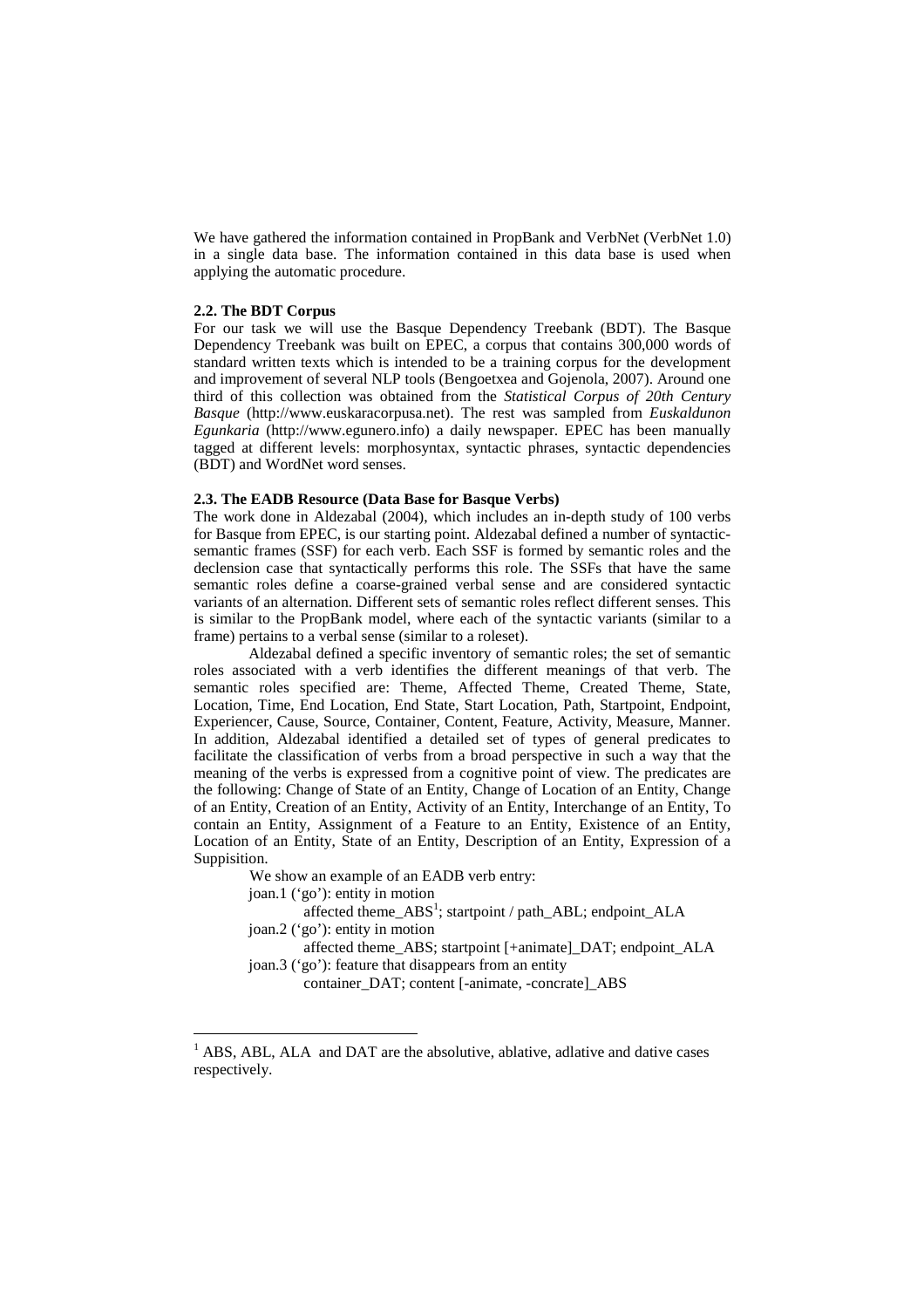We have gathered the information contained in PropBank and VerbNet (VerbNet 1.0) in a single data base. The information contained in this data base is used when applying the automatic procedure.

#### 2.2. The BDT Corpus

For our task we will use the Basque Dependency Treebank (BDT). The Basque Dependency Treebank was built on EPEC, a corpus that contains 300,000 words of standard written texts which is intended to be a training corpus for the development and improvement of several NLP tools (Bengoetxea and Gojenola, 2007). Around one third of this collection was obtained from the *Statistical Corpus of 20th Century Basque* (http://www.euskaracorpusa.net). The rest was sampled from *Euskaldunon Egunkaria* (http://www.egunero.info) a daily newspaper. EPEC has been manually tagged at different levels: morphosyntax, syntactic phrases, syntactic dependencies (BDT) and WordNet word senses.

#### 2.3. The EADB Resource (Data Base for Basque Verbs)

The work done in Aldezabal (2004), which includes an in-depth study of 100 verbs for Basque from EPEC, is our starting point. Aldezabal defined a number of syntactic-semantic frames (SSF) for each verb. Each SSF is formed by semantic roles and the declension case that syntactically performs this role. The SSFs that have the same semantic roles define a coarse-grained verbal sense and are considered syntactic variants of an alternation. Different sets of semantic roles reflect different senses. This is similar to the PropBank model, where each of the syntactic variants (similar to a frame) pertains to a verbal sense (similar to a roleset).

Aldezabal defined a specific inventory of semantic roles; the set of semantic roles associated with a verb identifies the different meanings of that verb. The semantic roles specified are: Theme, Affected Theme, Created Theme, State, Location, Time, End Location, End State, Start Location, Path, Startpoint, Endpoint, Experiencer, Cause, Source, Container, Content, Feature, Activity, Measure, Manner. In addition, Aldezabal identified a detailed set of types of general predicates to facilitate the classification of verbs from a broad perspective in such a way that the meaning of the verbs is expressed from a cognitive point of view. The predicates are the following: Change of State of an Entity, Change of Location of an Entity, Change of an Entity, Creation of an Entity, Activity of an Entity, Interchange of an Entity, To contain an Entity, Assignment of a Feature to an Entity, Existence of an Entity, Location of an Entity, State of an Entity, Description of an Entity, Expression of a Suppisition.

We show an example of an EADB verb entry:

joan.1 ('go'): entity in motion
    affected theme_ABS[1]; startpoint / path_ABL; endpoint_ALA
joan.2 ('go'): entity in motion
    affected theme_ABS; startpoint [+animate]_DAT; endpoint_ALA
joan.3 ('go'): feature that disappears from an entity
    container_DAT; content [-animate, -concrate]_ABS

---

[1] ABS, ABL, ALA and DAT are the absolutive, ablative, adlative and dative cases respectively.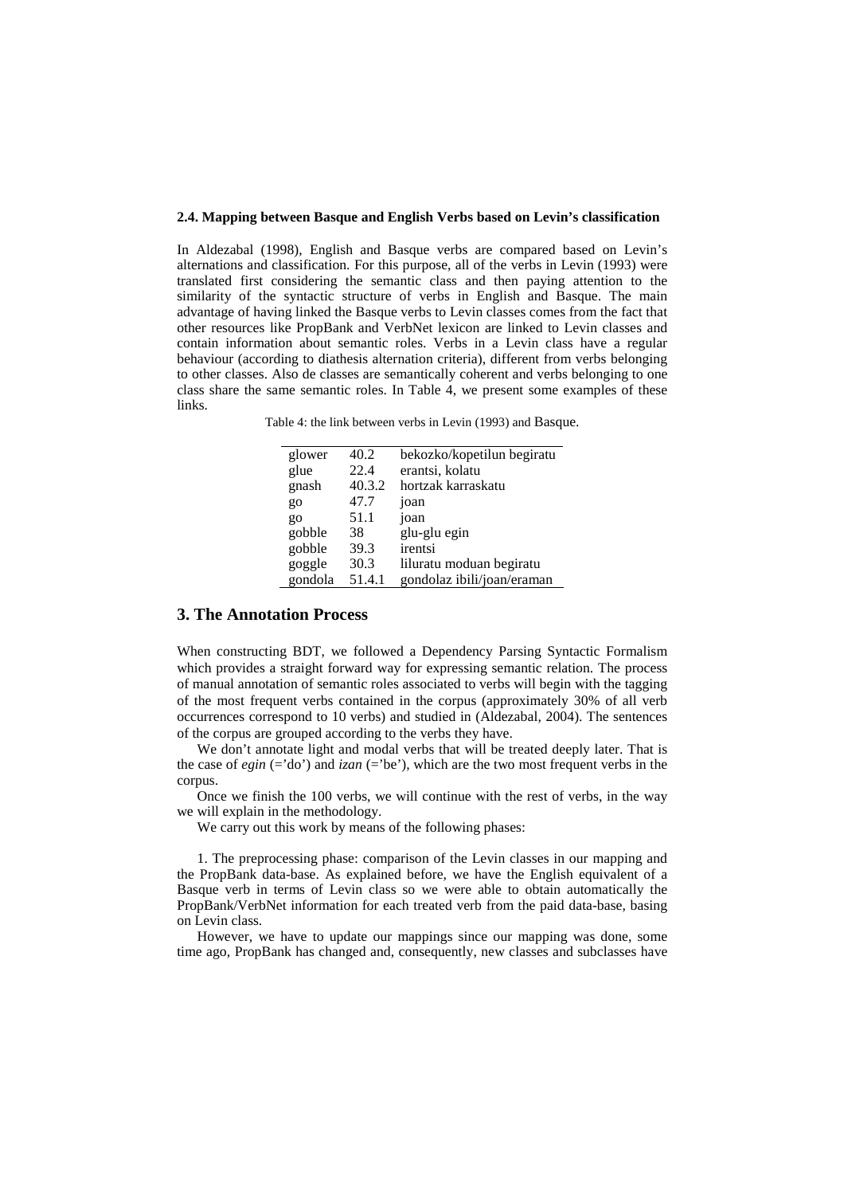### 2.4. Mapping between Basque and English Verbs based on Levin's classification

In Aldezabal (1998), English and Basque verbs are compared based on Levin's alternations and classification. For this purpose, all of the verbs in Levin (1993) were translated first considering the semantic class and then paying attention to the similarity of the syntactic structure of verbs in English and Basque. The main advantage of having linked the Basque verbs to Levin classes comes from the fact that other resources like PropBank and VerbNet lexicon are linked to Levin classes and contain information about semantic roles. Verbs in a Levin class have a regular behaviour (according to diathesis alternation criteria), different from verbs belonging to other classes. Also de classes are semantically coherent and verbs belonging to one class share the same semantic roles. In Table 4, we present some examples of these links.

Table 4: the link between verbs in Levin (1993) and Basque.

| | | |
|---|---|---|
| glower | 40.2 | bekozko/kopetilun begiratu |
| glue | 22.4 | erantsi, kolatu |
| gnash | 40.3.2 | hortzak karraskatu |
| go | 47.7 | joan |
| go | 51.1 | joan |
| gobble | 38 | glu-glu egin |
| gobble | 39.3 | irentsi |
| goggle | 30.3 | liluratu moduan begiratu |
| gondola | 51.4.1 | gondolaz ibili/joan/eraman |

## 3. The Annotation Process

When constructing BDT, we followed a Dependency Parsing Syntactic Formalism which provides a straight forward way for expressing semantic relation. The process of manual annotation of semantic roles associated to verbs will begin with the tagging of the most frequent verbs contained in the corpus (approximately 30% of all verb occurrences correspond to 10 verbs) and studied in (Aldezabal, 2004). The sentences of the corpus are grouped according to the verbs they have.

We don't annotate light and modal verbs that will be treated deeply later. That is the case of *egin* (='do') and *izan* (='be'), which are the two most frequent verbs in the corpus.

Once we finish the 100 verbs, we will continue with the rest of verbs, in the way we will explain in the methodology.

We carry out this work by means of the following phases:

1. The preprocessing phase: comparison of the Levin classes in our mapping and the PropBank data-base. As explained before, we have the English equivalent of a Basque verb in terms of Levin class so we were able to obtain automatically the PropBank/VerbNet information for each treated verb from the paid data-base, basing on Levin class.

However, we have to update our mappings since our mapping was done, some time ago, PropBank has changed and, consequently, new classes and subclasses have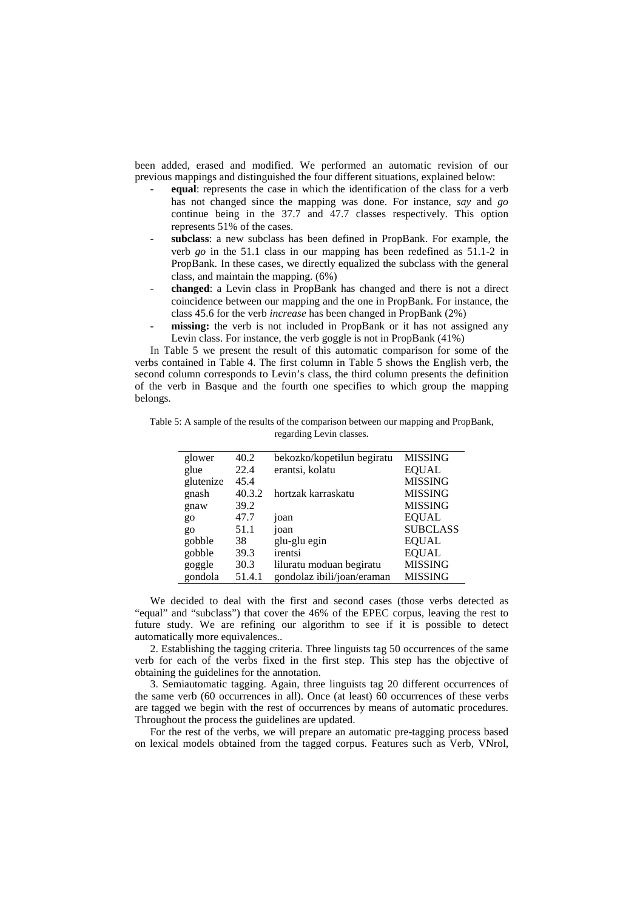been added, erased and modified. We performed an automatic revision of our previous mappings and distinguished the four different situations, explained below:

- **equal**: represents the case in which the identification of the class for a verb has not changed since the mapping was done. For instance, *say* and *go* continue being in the 37.7 and 47.7 classes respectively. This option represents 51% of the cases.
- **subclass**: a new subclass has been defined in PropBank. For example, the verb *go* in the 51.1 class in our mapping has been redefined as 51.1-2 in PropBank. In these cases, we directly equalized the subclass with the general class, and maintain the mapping. (6%)
- **changed**: a Levin class in PropBank has changed and there is not a direct coincidence between our mapping and the one in PropBank. For instance, the class 45.6 for the verb *increase* has been changed in PropBank (2%)
- **missing:** the verb is not included in PropBank or it has not assigned any Levin class. For instance, the verb goggle is not in PropBank (41%)

In Table 5 we present the result of this automatic comparison for some of the verbs contained in Table 4. The first column in Table 5 shows the English verb, the second column corresponds to Levin's class, the third column presents the definition of the verb in Basque and the fourth one specifies to which group the mapping belongs.

Table 5: A sample of the results of the comparison between our mapping and PropBank, regarding Levin classes.

| | | | |
|---|---|---|---|
| glower | 40.2 | bekozko/kopetilun begiratu | MISSING |
| glue | 22.4 | erantsi, kolatu | EQUAL |
| glutenize | 45.4 | | MISSING |
| gnash | 40.3.2 | hortzak karraskatu | MISSING |
| gnaw | 39.2 | | MISSING |
| go | 47.7 | joan | EQUAL |
| go | 51.1 | joan | SUBCLASS |
| gobble | 38 | glu-glu egin | EQUAL |
| gobble | 39.3 | irentsi | EQUAL |
| goggle | 30.3 | liluratu moduan begiratu | MISSING |
| gondola | 51.4.1 | gondolaz ibili/joan/eraman | MISSING |

We decided to deal with the first and second cases (those verbs detected as "equal" and "subclass") that cover the 46% of the EPEC corpus, leaving the rest to future study. We are refining our algorithm to see if it is possible to detect automatically more equivalences..

2. Establishing the tagging criteria. Three linguists tag 50 occurrences of the same verb for each of the verbs fixed in the first step. This step has the objective of obtaining the guidelines for the annotation.

3. Semiautomatic tagging. Again, three linguists tag 20 different occurrences of the same verb (60 occurrences in all). Once (at least) 60 occurrences of these verbs are tagged we begin with the rest of occurrences by means of automatic procedures. Throughout the process the guidelines are updated.

For the rest of the verbs, we will prepare an automatic pre-tagging process based on lexical models obtained from the tagged corpus. Features such as Verb, VNrol,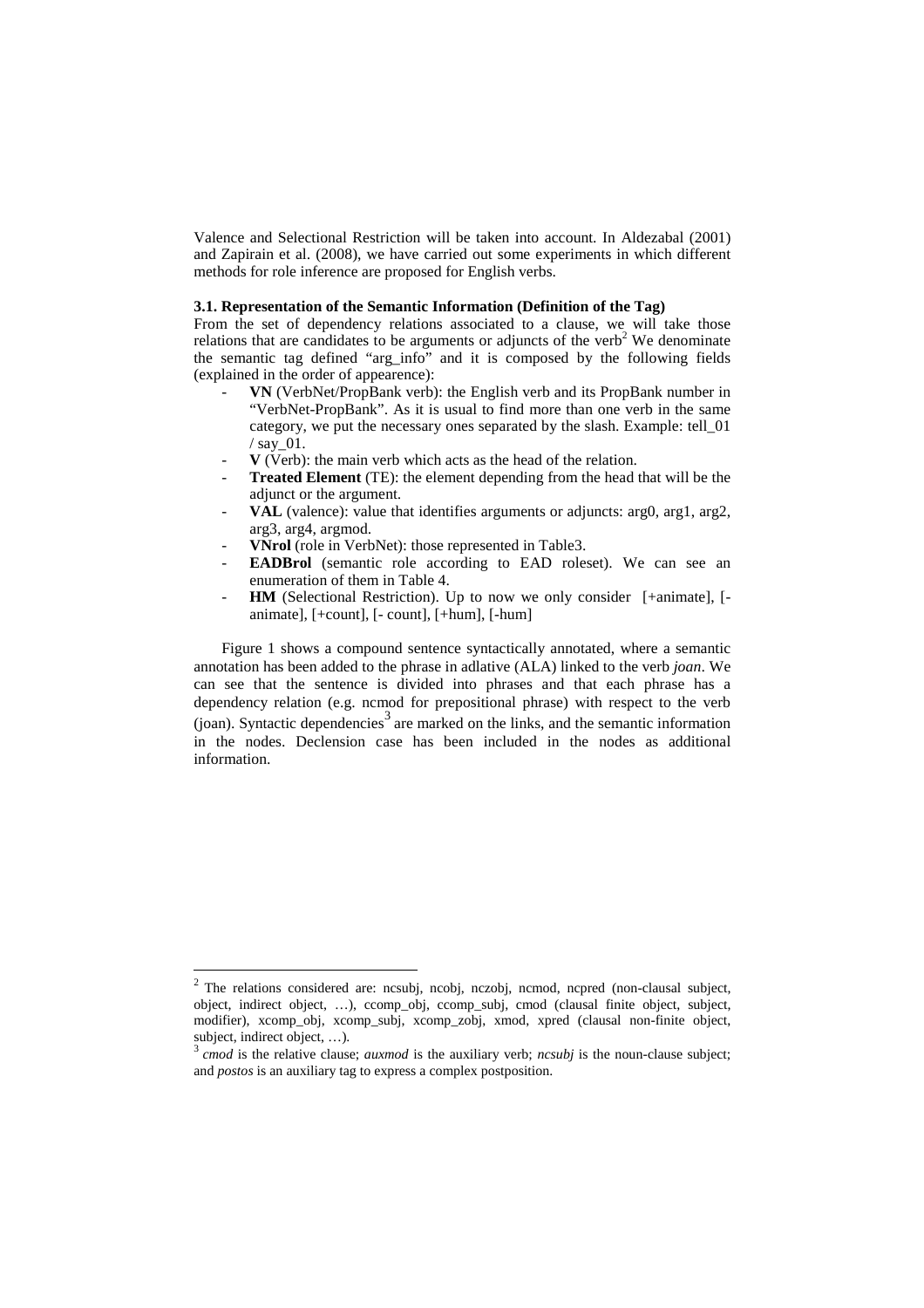Valence and Selectional Restriction will be taken into account. In Aldezabal (2001) and Zapirain et al. (2008), we have carried out some experiments in which different methods for role inference are proposed for English verbs.

### 3.1. Representation of the Semantic Information (Definition of the Tag)

From the set of dependency relations associated to a clause, we will take those relations that are candidates to be arguments or adjuncts of the verb[2] We denominate the semantic tag defined "arg_info" and it is composed by the following fields (explained in the order of appearence):

- **VN** (VerbNet/PropBank verb): the English verb and its PropBank number in "VerbNet-PropBank". As it is usual to find more than one verb in the same category, we put the necessary ones separated by the slash. Example: tell_01 / say_01.
- **V** (Verb): the main verb which acts as the head of the relation.
- **Treated Element** (TE): the element depending from the head that will be the adjunct or the argument.
- **VAL** (valence): value that identifies arguments or adjuncts: arg0, arg1, arg2, arg3, arg4, argmod.
- **VNrol** (role in VerbNet): those represented in Table3.
- **EADBrol** (semantic role according to EAD roleset). We can see an enumeration of them in Table 4.
- **HM** (Selectional Restriction). Up to now we only consider [+animate], [-animate], [+count], [- count], [+hum], [-hum]

Figure 1 shows a compound sentence syntactically annotated, where a semantic annotation has been added to the phrase in adlative (ALA) linked to the verb *joan*. We can see that the sentence is divided into phrases and that each phrase has a dependency relation (e.g. ncmod for prepositional phrase) with respect to the verb (joan). Syntactic dependencies[3] are marked on the links, and the semantic information in the nodes. Declension case has been included in the nodes as additional information.

---

[2] The relations considered are: ncsubj, ncobj, nczobj, ncmod, ncpred (non-clausal subject, object, indirect object, …), ccomp_obj, ccomp_subj, cmod (clausal finite object, subject, modifier), xcomp_obj, xcomp_subj, xcomp_zobj, xmod, xpred (clausal non-finite object, subject, indirect object, …).

[3] *cmod* is the relative clause; *auxmod* is the auxiliary verb; *ncsubj* is the noun-clause subject; and *postos* is an auxiliary tag to express a complex postposition.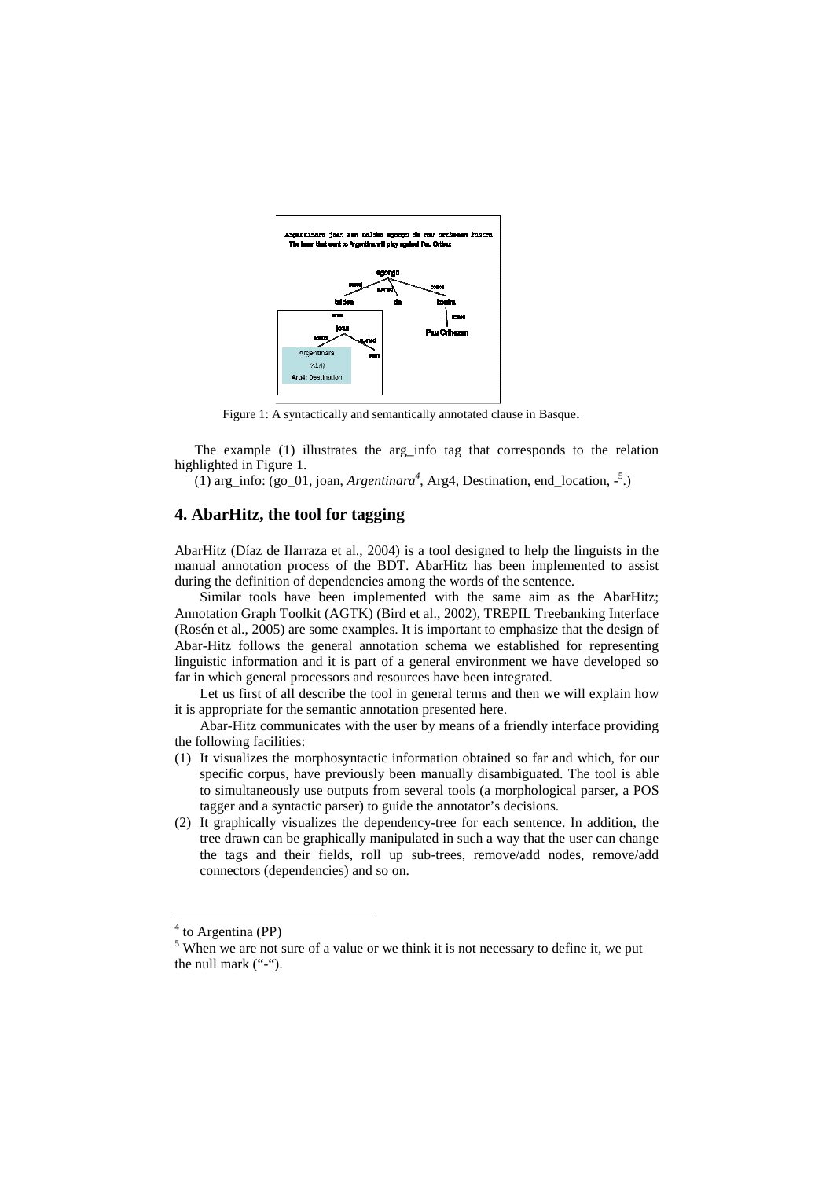Figure 1: A syntactically and semantically annotated clause in Basque.

The example (1) illustrates the arg_info tag that corresponds to the relation highlighted in Figure 1.

(1) arg_info: (go_01, joan, *Argentinara*[4], Arg4, Destination, end_location, -[5].)

## 4. AbarHitz, the tool for tagging

AbarHitz (Díaz de Ilarraza et al., 2004) is a tool designed to help the linguists in the manual annotation process of the BDT. AbarHitz has been implemented to assist during the definition of dependencies among the words of the sentence.

Similar tools have been implemented with the same aim as the AbarHitz; Annotation Graph Toolkit (AGTK) (Bird et al., 2002), TREPIL Treebanking Interface (Rosén et al., 2005) are some examples. It is important to emphasize that the design of Abar-Hitz follows the general annotation schema we established for representing linguistic information and it is part of a general environment we have developed so far in which general processors and resources have been integrated.

Let us first of all describe the tool in general terms and then we will explain how it is appropriate for the semantic annotation presented here.

Abar-Hitz communicates with the user by means of a friendly interface providing the following facilities:

(1) It visualizes the morphosyntactic information obtained so far and which, for our specific corpus, have previously been manually disambiguated. The tool is able to simultaneously use outputs from several tools (a morphological parser, a POS tagger and a syntactic parser) to guide the annotator's decisions.

(2) It graphically visualizes the dependency-tree for each sentence. In addition, the tree drawn can be graphically manipulated in such a way that the user can change the tags and their fields, roll up sub-trees, remove/add nodes, remove/add connectors (dependencies) and so on.

[4] to Argentina (PP)

[5] When we are not sure of a value or we think it is not necessary to define it, we put the null mark ("-").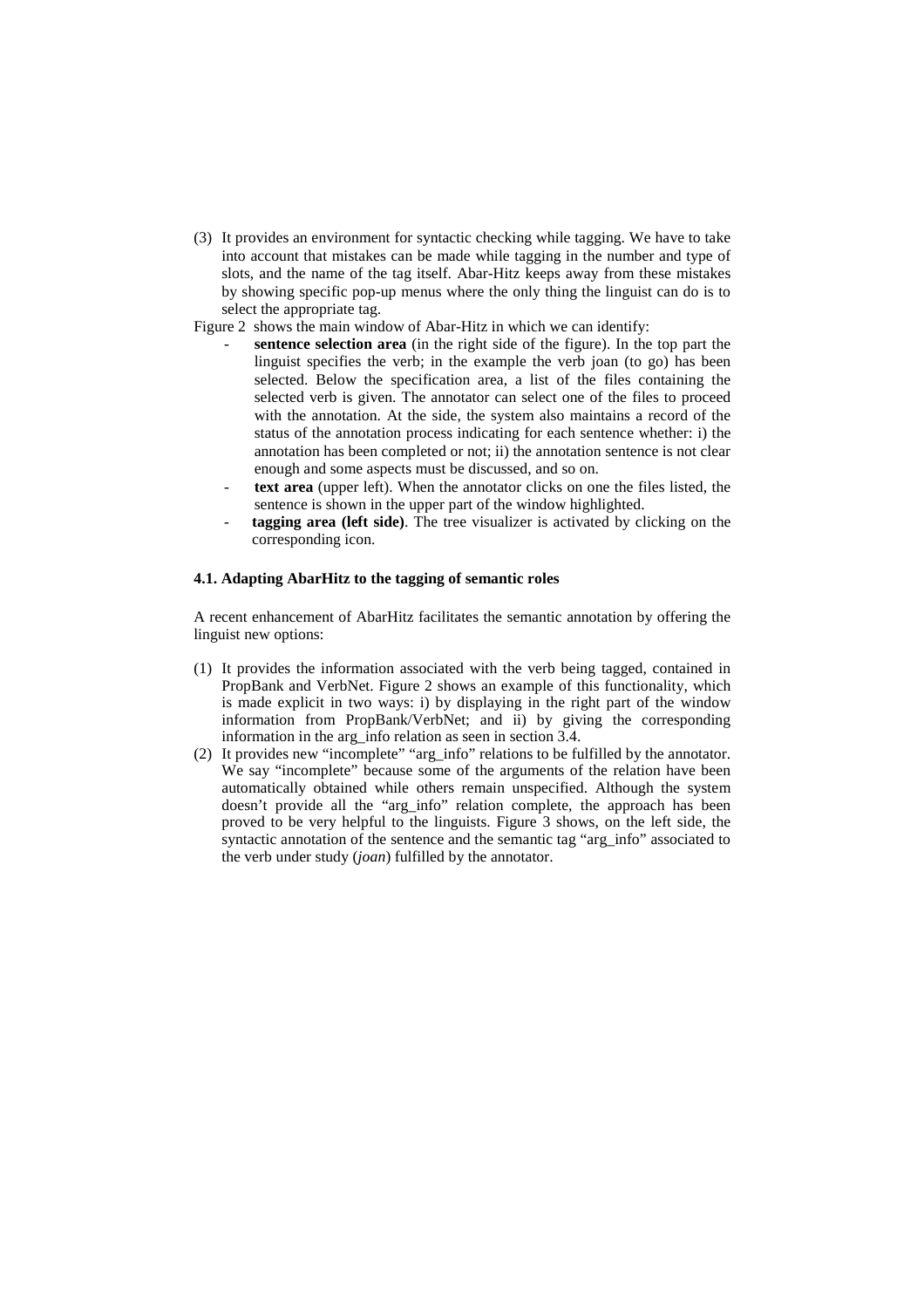(3) It provides an environment for syntactic checking while tagging. We have to take into account that mistakes can be made while tagging in the number and type of slots, and the name of the tag itself. Abar-Hitz keeps away from these mistakes by showing specific pop-up menus where the only thing the linguist can do is to select the appropriate tag.

Figure 2 shows the main window of Abar-Hitz in which we can identify:

- **sentence selection area** (in the right side of the figure). In the top part the linguist specifies the verb; in the example the verb joan (to go) has been selected. Below the specification area, a list of the files containing the selected verb is given. The annotator can select one of the files to proceed with the annotation. At the side, the system also maintains a record of the status of the annotation process indicating for each sentence whether: i) the annotation has been completed or not; ii) the annotation sentence is not clear enough and some aspects must be discussed, and so on.
- **text area** (upper left). When the annotator clicks on one the files listed, the sentence is shown in the upper part of the window highlighted.
- **tagging area (left side)**. The tree visualizer is activated by clicking on the corresponding icon.

#### 4.1. Adapting AbarHitz to the tagging of semantic roles

A recent enhancement of AbarHitz facilitates the semantic annotation by offering the linguist new options:

(1) It provides the information associated with the verb being tagged, contained in PropBank and VerbNet. Figure 2 shows an example of this functionality, which is made explicit in two ways: i) by displaying in the right part of the window information from PropBank/VerbNet; and ii) by giving the corresponding information in the arg_info relation as seen in section 3.4.

(2) It provides new "incomplete" "arg_info" relations to be fulfilled by the annotator. We say "incomplete" because some of the arguments of the relation have been automatically obtained while others remain unspecified. Although the system doesn't provide all the "arg_info" relation complete, the approach has been proved to be very helpful to the linguists. Figure 3 shows, on the left side, the syntactic annotation of the sentence and the semantic tag "arg_info" associated to the verb under study (*joan*) fulfilled by the annotator.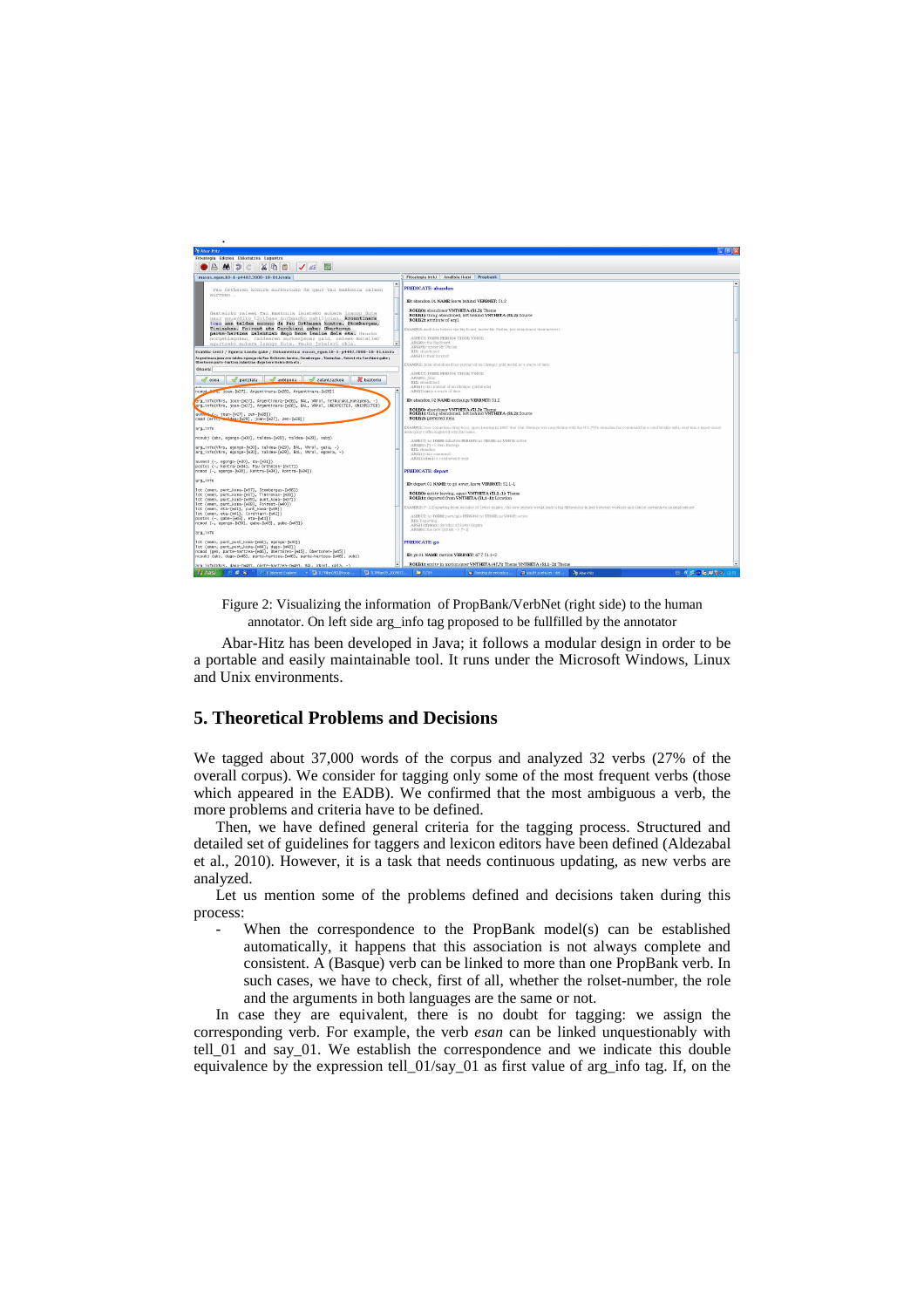Figure 2: Visualizing the information of PropBank/VerbNet (right side) to the human annotator. On left side arg_info tag proposed to be fullfilled by the annotator

Abar-Hitz has been developed in Java; it follows a modular design in order to be a portable and easily maintainable tool. It runs under the Microsoft Windows, Linux and Unix environments.

## 5. Theoretical Problems and Decisions

We tagged about 37,000 words of the corpus and analyzed 32 verbs (27% of the overall corpus). We consider for tagging only some of the most frequent verbs (those which appeared in the EADB). We confirmed that the most ambiguous a verb, the more problems and criteria have to be defined.

Then, we have defined general criteria for the tagging process. Structured and detailed set of guidelines for taggers and lexicon editors have been defined (Aldezabal et al., 2010). However, it is a task that needs continuous updating, as new verbs are analyzed.

Let us mention some of the problems defined and decisions taken during this process:

- When the correspondence to the PropBank model(s) can be established automatically, it happens that this association is not always complete and consistent. A (Basque) verb can be linked to more than one PropBank verb. In such cases, we have to check, first of all, whether the rolset-number, the role and the arguments in both languages are the same or not.

In case they are equivalent, there is no doubt for tagging: we assign the corresponding verb. For example, the verb *esan* can be linked unquestionably with tell_01 and say_01. We establish the correspondence and we indicate this double equivalence by the expression tell_01/say_01 as first value of arg_info tag. If, on the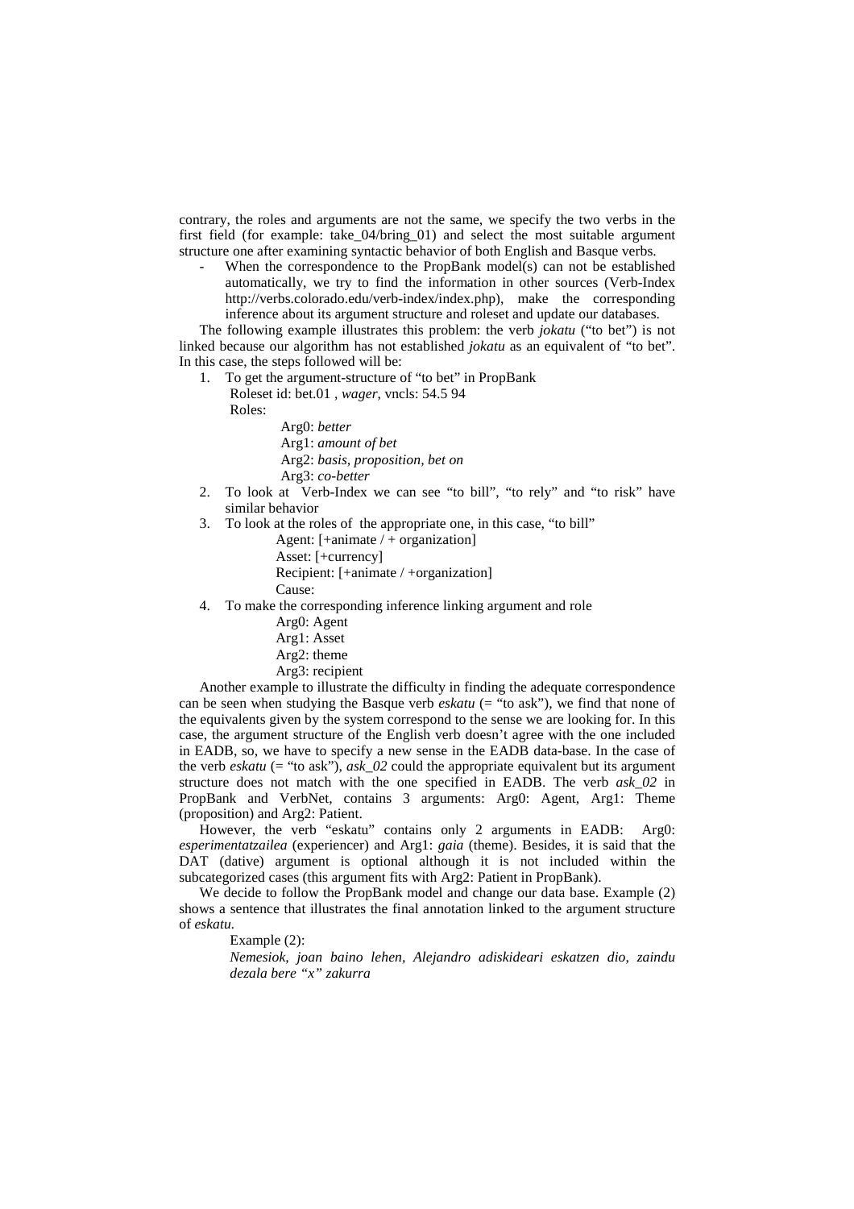contrary, the roles and arguments are not the same, we specify the two verbs in the first field (for example: take_04/bring_01) and select the most suitable argument structure one after examining syntactic behavior of both English and Basque verbs.

- When the correspondence to the PropBank model(s) can not be established automatically, we try to find the information in other sources (Verb-Index http://verbs.colorado.edu/verb-index/index.php), make the corresponding inference about its argument structure and roleset and update our databases.

The following example illustrates this problem: the verb *jokatu* ("to bet") is not linked because our algorithm has not established *jokatu* as an equivalent of "to bet". In this case, the steps followed will be:

1. To get the argument-structure of "to bet" in PropBank
   Roleset id: bet.01 , *wager*, vncls: 54.5 94
   Roles:
   - Arg0: *better*
   - Arg1: *amount of bet*
   - Arg2: *basis, proposition, bet on*
   - Arg3: *co-better*
2. To look at Verb-Index we can see "to bill", "to rely" and "to risk" have similar behavior
3. To look at the roles of the appropriate one, in this case, "to bill"
   - Agent: [+animate / + organization]
   - Asset: [+currency]
   - Recipient: [+animate / +organization]
   - Cause:
4. To make the corresponding inference linking argument and role
   - Arg0: Agent
   - Arg1: Asset
   - Arg2: theme
   - Arg3: recipient

Another example to illustrate the difficulty in finding the adequate correspondence can be seen when studying the Basque verb *eskatu* (= "to ask"), we find that none of the equivalents given by the system correspond to the sense we are looking for. In this case, the argument structure of the English verb doesn't agree with the one included in EADB, so, we have to specify a new sense in the EADB data-base. In the case of the verb *eskatu* (= "to ask"), *ask_02* could the appropriate equivalent but its argument structure does not match with the one specified in EADB. The verb *ask_02* in PropBank and VerbNet, contains 3 arguments: Arg0: Agent, Arg1: Theme (proposition) and Arg2: Patient.

However, the verb "eskatu" contains only 2 arguments in EADB: Arg0: *esperimentatzailea* (experiencer) and Arg1: *gaia* (theme). Besides, it is said that the DAT (dative) argument is optional although it is not included within the subcategorized cases (this argument fits with Arg2: Patient in PropBank).

We decide to follow the PropBank model and change our data base. Example (2) shows a sentence that illustrates the final annotation linked to the argument structure of *eskatu.*

Example (2):

*Nemesiok, joan baino lehen, Alejandro adiskideari eskatzen dio, zaindu dezala bere "x" zakurra*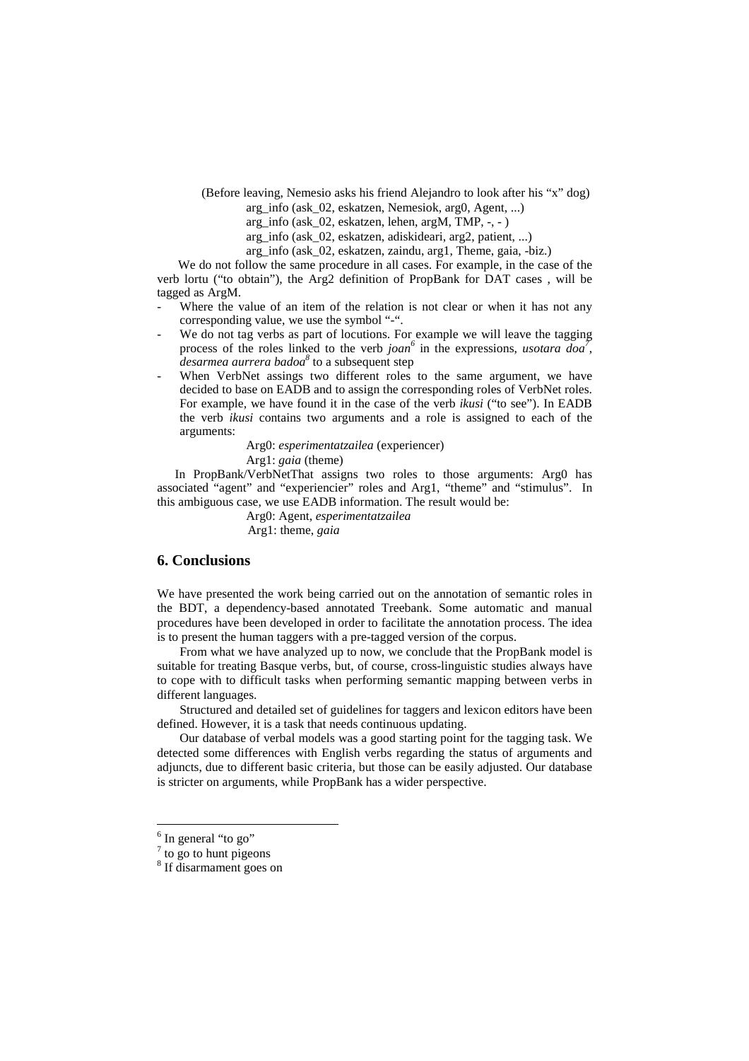(Before leaving, Nemesio asks his friend Alejandro to look after his "x" dog)

arg_info (ask_02, eskatzen, Nemesiok, arg0, Agent, ...)

arg_info (ask_02, eskatzen, lehen, argM, TMP, -, - )

arg_info (ask_02, eskatzen, adiskideari, arg2, patient, ...)

arg_info (ask_02, eskatzen, zaindu, arg1, Theme, gaia, -biz.)

We do not follow the same procedure in all cases. For example, in the case of the verb lortu ("to obtain"), the Arg2 definition of PropBank for DAT cases , will be tagged as ArgM.

- Where the value of an item of the relation is not clear or when it has not any corresponding value, we use the symbol "-".
- We do not tag verbs as part of locutions. For example we will leave the tagging process of the roles linked to the verb *joan*[6] in the expressions, *usotara doa*[7], *desarmea aurrera badoa*[8] to a subsequent step
- When VerbNet assings two different roles to the same argument, we have decided to base on EADB and to assign the corresponding roles of VerbNet roles. For example, we have found it in the case of the verb *ikusi* ("to see"). In EADB the verb *ikusi* contains two arguments and a role is assigned to each of the arguments:

  Arg0: *esperimentatzailea* (experiencer)

  Arg1: *gaia* (theme)

In PropBank/VerbNetThat assigns two roles to those arguments: Arg0 has associated "agent" and "experiencier" roles and Arg1, "theme" and "stimulus". In this ambiguous case, we use EADB information. The result would be:

Arg0: Agent, *esperimentatzailea*

Arg1: theme, *gaia*

## 6. Conclusions

We have presented the work being carried out on the annotation of semantic roles in the BDT, a dependency-based annotated Treebank. Some automatic and manual procedures have been developed in order to facilitate the annotation process. The idea is to present the human taggers with a pre-tagged version of the corpus.

From what we have analyzed up to now, we conclude that the PropBank model is suitable for treating Basque verbs, but, of course, cross-linguistic studies always have to cope with to difficult tasks when performing semantic mapping between verbs in different languages.

Structured and detailed set of guidelines for taggers and lexicon editors have been defined. However, it is a task that needs continuous updating.

Our database of verbal models was a good starting point for the tagging task. We detected some differences with English verbs regarding the status of arguments and adjuncts, due to different basic criteria, but those can be easily adjusted. Our database is stricter on arguments, while PropBank has a wider perspective.

---

[6] In general "to go"

[7] to go to hunt pigeons

[8] If disarmament goes on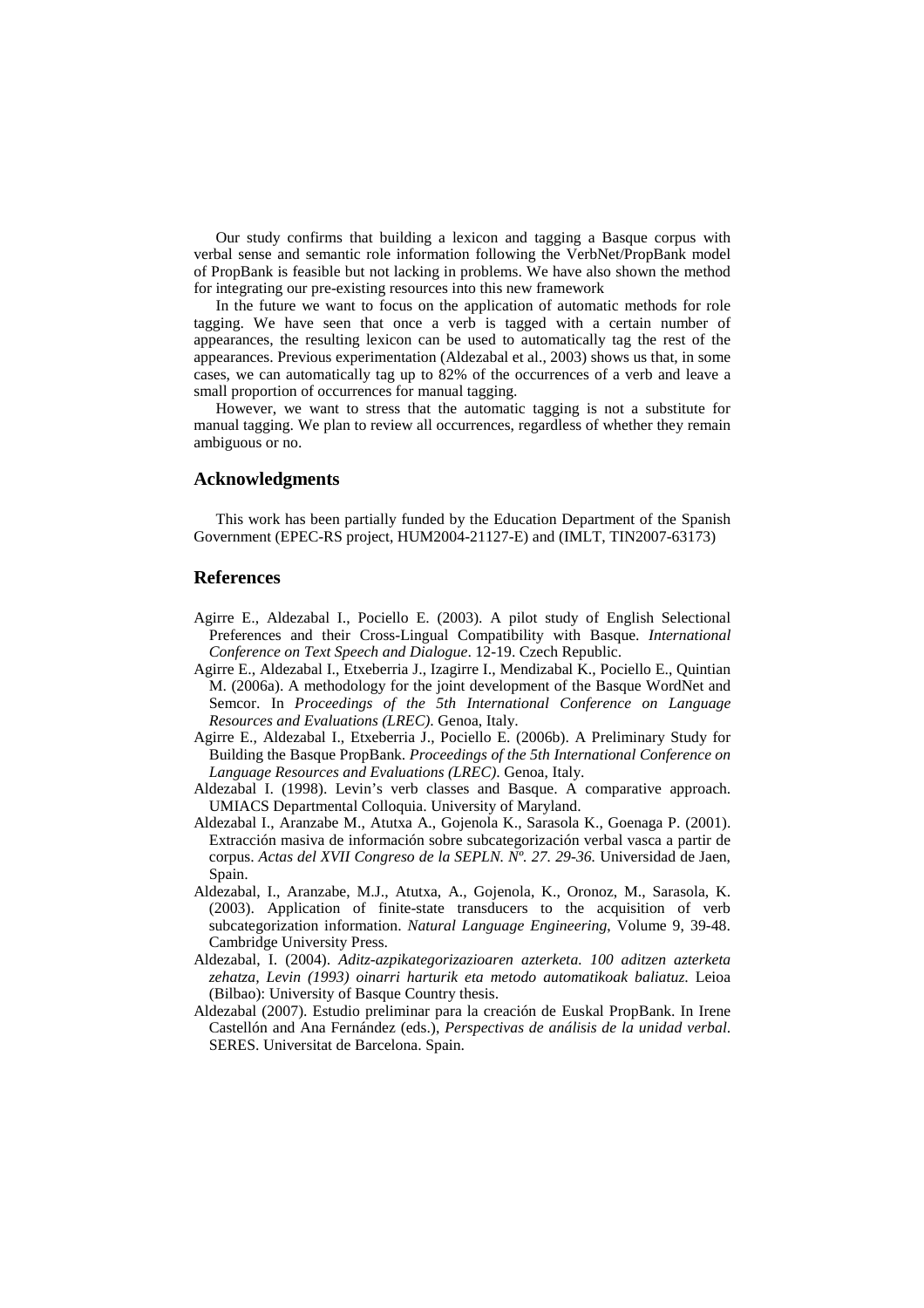Our study confirms that building a lexicon and tagging a Basque corpus with verbal sense and semantic role information following the VerbNet/PropBank model of PropBank is feasible but not lacking in problems. We have also shown the method for integrating our pre-existing resources into this new framework

In the future we want to focus on the application of automatic methods for role tagging. We have seen that once a verb is tagged with a certain number of appearances, the resulting lexicon can be used to automatically tag the rest of the appearances. Previous experimentation (Aldezabal et al., 2003) shows us that, in some cases, we can automatically tag up to 82% of the occurrences of a verb and leave a small proportion of occurrences for manual tagging.

However, we want to stress that the automatic tagging is not a substitute for manual tagging. We plan to review all occurrences, regardless of whether they remain ambiguous or no.

## Acknowledgments

This work has been partially funded by the Education Department of the Spanish Government (EPEC-RS project, HUM2004-21127-E) and (IMLT, TIN2007-63173)

## References

Agirre E., Aldezabal I., Pociello E. (2003). A pilot study of English Selectional Preferences and their Cross-Lingual Compatibility with Basque. *International Conference on Text Speech and Dialogue*. 12-19. Czech Republic.

Agirre E., Aldezabal I., Etxeberria J., Izagirre I., Mendizabal K., Pociello E., Quintian M. (2006a). A methodology for the joint development of the Basque WordNet and Semcor. In *Proceedings of the 5th International Conference on Language Resources and Evaluations (LREC)*. Genoa, Italy.

Agirre E., Aldezabal I., Etxeberria J., Pociello E. (2006b). A Preliminary Study for Building the Basque PropBank. *Proceedings of the 5th International Conference on Language Resources and Evaluations (LREC)*. Genoa, Italy.

Aldezabal I. (1998). Levin's verb classes and Basque. A comparative approach. UMIACS Departmental Colloquia. University of Maryland.

Aldezabal I., Aranzabe M., Atutxa A., Gojenola K., Sarasola K., Goenaga P. (2001). Extracción masiva de información sobre subcategorización verbal vasca a partir de corpus. *Actas del XVII Congreso de la SEPLN. Nº. 27. 29-36.* Universidad de Jaen, Spain.

Aldezabal, I., Aranzabe, M.J., Atutxa, A., Gojenola, K., Oronoz, M., Sarasola, K. (2003). Application of finite-state transducers to the acquisition of verb subcategorization information. *Natural Language Engineering*, Volume 9, 39-48. Cambridge University Press.

Aldezabal, I. (2004). *Aditz-azpikategorizazioaren azterketa. 100 aditzen azterketa zehatza, Levin (1993) oinarri harturik eta metodo automatikoak baliatuz.* Leioa (Bilbao): University of Basque Country thesis.

Aldezabal (2007). Estudio preliminar para la creación de Euskal PropBank. In Irene Castellón and Ana Fernández (eds.), *Perspectivas de análisis de la unidad verbal*. SERES. Universitat de Barcelona. Spain.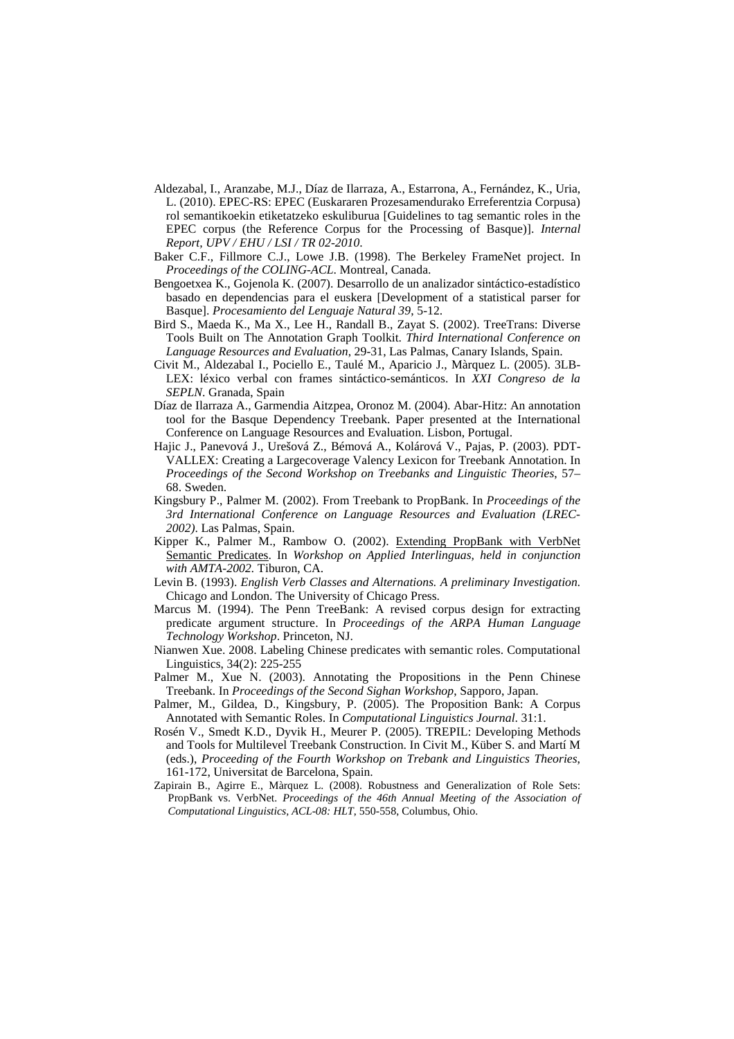Aldezabal, I., Aranzabe, M.J., Díaz de Ilarraza, A., Estarrona, A., Fernández, K., Uria, L. (2010). EPEC-RS: EPEC (Euskararen Prozesamendurako Erreferentzia Corpusa) rol semantikoekin etiketatzeko eskuliburua [Guidelines to tag semantic roles in the EPEC corpus (the Reference Corpus for the Processing of Basque)]. *Internal Report, UPV / EHU / LSI / TR 02-2010*.

Baker C.F., Fillmore C.J., Lowe J.B. (1998). The Berkeley FrameNet project. In *Proceedings of the COLING-ACL*. Montreal, Canada.

Bengoetxea K., Gojenola K. (2007). Desarrollo de un analizador sintáctico-estadístico basado en dependencias para el euskera [Development of a statistical parser for Basque]. *Procesamiento del Lenguaje Natural 39*, 5-12.

Bird S., Maeda K., Ma X., Lee H., Randall B., Zayat S. (2002). TreeTrans: Diverse Tools Built on The Annotation Graph Toolkit. *Third International Conference on Language Resources and Evaluation*, 29-31, Las Palmas, Canary Islands, Spain.

Civit M., Aldezabal I., Pociello E., Taulé M., Aparicio J., Màrquez L. (2005). 3LB-LEX: léxico verbal con frames sintáctico-semánticos. In *XXI Congreso de la SEPLN*. Granada, Spain

Díaz de Ilarraza A., Garmendia Aitzpea, Oronoz M. (2004). Abar-Hitz: An annotation tool for the Basque Dependency Treebank. Paper presented at the International Conference on Language Resources and Evaluation. Lisbon, Portugal.

Hajic J., Panevová J., Urešová Z., Bémová A., Kolárová V., Pajas, P. (2003). PDT-VALLEX: Creating a Largecoverage Valency Lexicon for Treebank Annotation. In *Proceedings of the Second Workshop on Treebanks and Linguistic Theories*, 57–68. Sweden.

Kingsbury P., Palmer M. (2002). From Treebank to PropBank. In *Proceedings of the 3rd International Conference on Language Resources and Evaluation (LREC-2002)*. Las Palmas, Spain.

Kipper K., Palmer M., Rambow O. (2002). Extending PropBank with VerbNet Semantic Predicates. In *Workshop on Applied Interlinguas, held in conjunction with AMTA-2002*. Tiburon, CA.

Levin B. (1993). *English Verb Classes and Alternations. A preliminary Investigation.* Chicago and London. The University of Chicago Press.

Marcus M. (1994). The Penn TreeBank: A revised corpus design for extracting predicate argument structure. In *Proceedings of the ARPA Human Language Technology Workshop*. Princeton, NJ.

Nianwen Xue. 2008. Labeling Chinese predicates with semantic roles. Computational Linguistics, 34(2): 225-255

Palmer M., Xue N. (2003). Annotating the Propositions in the Penn Chinese Treebank. In *Proceedings of the Second Sighan Workshop*, Sapporo, Japan.

Palmer, M., Gildea, D., Kingsbury, P. (2005). The Proposition Bank: A Corpus Annotated with Semantic Roles. In *Computational Linguistics Journal*. 31:1.

Rosén V., Smedt K.D., Dyvik H., Meurer P. (2005). TREPIL: Developing Methods and Tools for Multilevel Treebank Construction. In Civit M., Küber S. and Martí M (eds.), *Proceeding of the Fourth Workshop on Trebank and Linguistics Theories*, 161-172, Universitat de Barcelona, Spain.

Zapirain B., Agirre E., Màrquez L. (2008). Robustness and Generalization of Role Sets: PropBank vs. VerbNet. *Proceedings of the 46th Annual Meeting of the Association of Computational Linguistics, ACL-08: HLT*, 550-558, Columbus, Ohio.